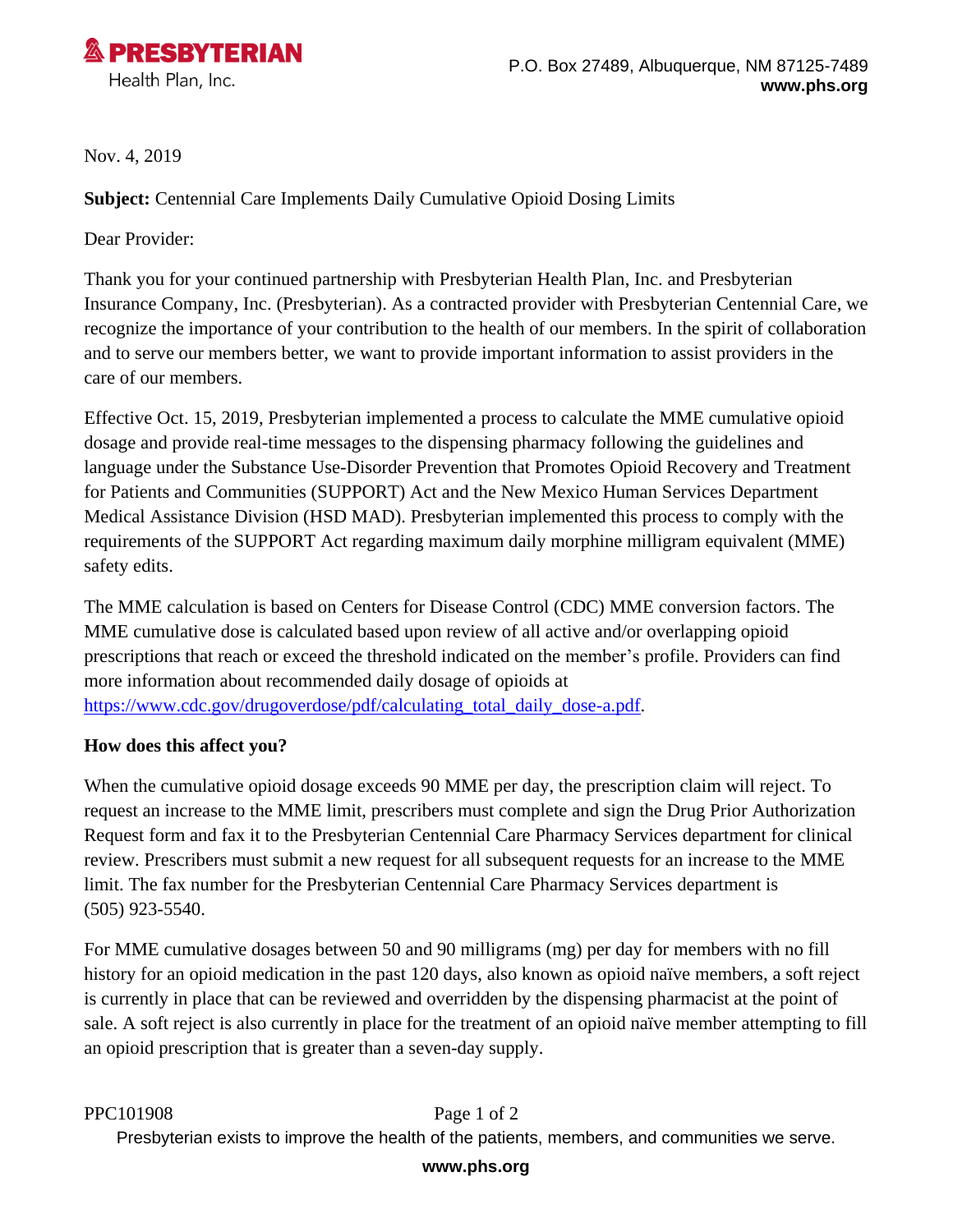**PRESBYTERIAN**
Health Plan, Inc.

P.O. Box 27489, Albuquerque, NM 87125-7489
**www.phs.org**

Nov. 4, 2019

**Subject:** Centennial Care Implements Daily Cumulative Opioid Dosing Limits

Dear Provider:

Thank you for your continued partnership with Presbyterian Health Plan, Inc. and Presbyterian Insurance Company, Inc. (Presbyterian). As a contracted provider with Presbyterian Centennial Care, we recognize the importance of your contribution to the health of our members. In the spirit of collaboration and to serve our members better, we want to provide important information to assist providers in the care of our members.

Effective Oct. 15, 2019, Presbyterian implemented a process to calculate the MME cumulative opioid dosage and provide real-time messages to the dispensing pharmacy following the guidelines and language under the Substance Use-Disorder Prevention that Promotes Opioid Recovery and Treatment for Patients and Communities (SUPPORT) Act and the New Mexico Human Services Department Medical Assistance Division (HSD MAD). Presbyterian implemented this process to comply with the requirements of the SUPPORT Act regarding maximum daily morphine milligram equivalent (MME) safety edits.

The MME calculation is based on Centers for Disease Control (CDC) MME conversion factors. The MME cumulative dose is calculated based upon review of all active and/or overlapping opioid prescriptions that reach or exceed the threshold indicated on the member's profile. Providers can find more information about recommended daily dosage of opioids at https://www.cdc.gov/drugoverdose/pdf/calculating_total_daily_dose-a.pdf.

**How does this affect you?**

When the cumulative opioid dosage exceeds 90 MME per day, the prescription claim will reject. To request an increase to the MME limit, prescribers must complete and sign the Drug Prior Authorization Request form and fax it to the Presbyterian Centennial Care Pharmacy Services department for clinical review. Prescribers must submit a new request for all subsequent requests for an increase to the MME limit. The fax number for the Presbyterian Centennial Care Pharmacy Services department is (505) 923-5540.

For MME cumulative dosages between 50 and 90 milligrams (mg) per day for members with no fill history for an opioid medication in the past 120 days, also known as opioid naïve members, a soft reject is currently in place that can be reviewed and overridden by the dispensing pharmacist at the point of sale. A soft reject is also currently in place for the treatment of an opioid naïve member attempting to fill an opioid prescription that is greater than a seven-day supply.

PPC101908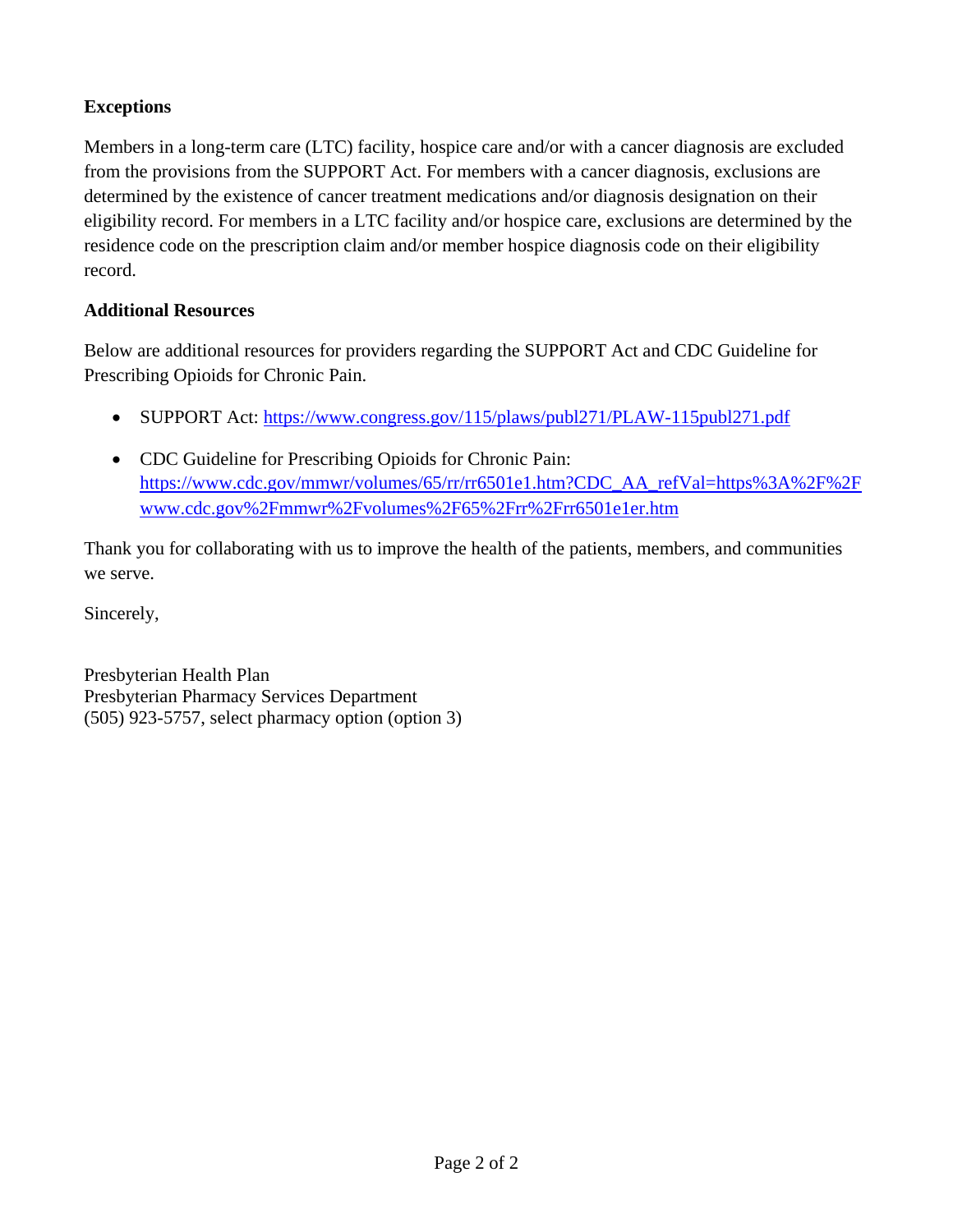**Exceptions**

Members in a long-term care (LTC) facility, hospice care and/or with a cancer diagnosis are excluded from the provisions from the SUPPORT Act. For members with a cancer diagnosis, exclusions are determined by the existence of cancer treatment medications and/or diagnosis designation on their eligibility record. For members in a LTC facility and/or hospice care, exclusions are determined by the residence code on the prescription claim and/or member hospice diagnosis code on their eligibility record.

**Additional Resources**

Below are additional resources for providers regarding the SUPPORT Act and CDC Guideline for Prescribing Opioids for Chronic Pain.

- SUPPORT Act: https://www.congress.gov/115/plaws/publ271/PLAW-115publ271.pdf
- CDC Guideline for Prescribing Opioids for Chronic Pain: https://www.cdc.gov/mmwr/volumes/65/rr/rr6501e1.htm?CDC_AA_refVal=https%3A%2F%2Fwww.cdc.gov%2Fmmwr%2Fvolumes%2F65%2Frr%2Frr6501e1er.htm

Thank you for collaborating with us to improve the health of the patients, members, and communities we serve.

Sincerely,

Presbyterian Health Plan
Presbyterian Pharmacy Services Department
(505) 923-5757, select pharmacy option (option 3)